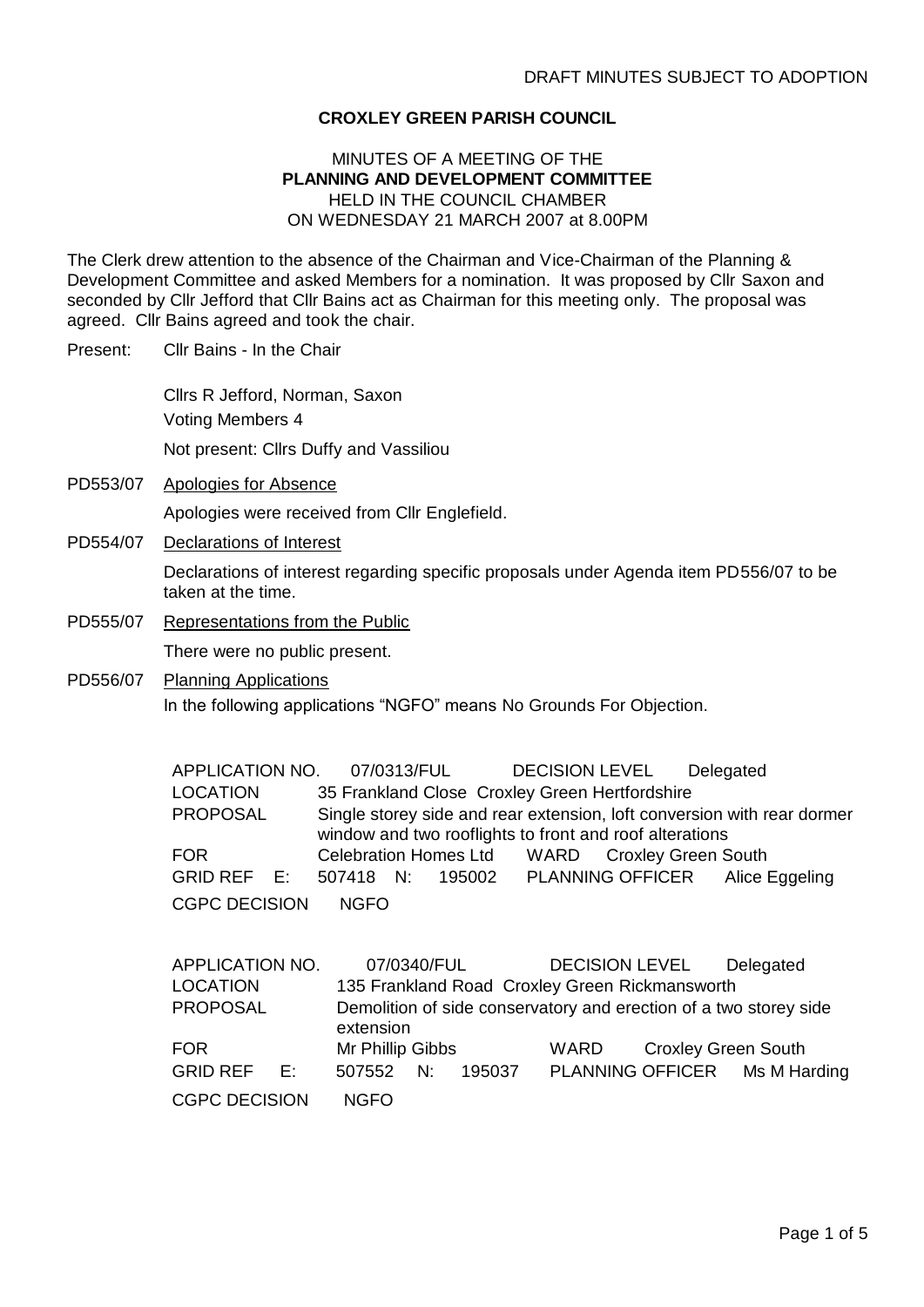DRAFT MINUTES SUBJECT TO ADOPTION

**CROXLEY GREEN PARISH COUNCIL**

MINUTES OF A MEETING OF THE
**PLANNING AND DEVELOPMENT COMMITTEE**
HELD IN THE COUNCIL CHAMBER
ON WEDNESDAY 21 MARCH 2007 at 8.00PM

The Clerk drew attention to the absence of the Chairman and Vice-Chairman of the Planning & Development Committee and asked Members for a nomination. It was proposed by Cllr Saxon and seconded by Cllr Jefford that Cllr Bains act as Chairman for this meeting only. The proposal was agreed. Cllr Bains agreed and took the chair.

Present: Cllr Bains - In the Chair

Cllrs R Jefford, Norman, Saxon
Voting Members 4

Not present: Cllrs Duffy and Vassiliou

PD553/07 Apologies for Absence

Apologies were received from Cllr Englefield.

PD554/07 Declarations of Interest

Declarations of interest regarding specific proposals under Agenda item PD556/07 to be taken at the time.

PD555/07 Representations from the Public

There were no public present.

PD556/07 Planning Applications

In the following applications "NGFO" means No Grounds For Objection.

| | |
|---|---|
| APPLICATION NO. | 07/0313/FUL — DECISION LEVEL: Delegated |
| LOCATION | 35 Frankland Close Croxley Green Hertfordshire |
| PROPOSAL | Single storey side and rear extension, loft conversion with rear dormer window and two rooflights to front and roof alterations |
| FOR | Celebration Homes Ltd — WARD: Croxley Green South |
| GRID REF | E: 507418 N: 195002 — PLANNING OFFICER: Alice Eggeling |
| CGPC DECISION | NGFO |

| | |
|---|---|
| APPLICATION NO. | 07/0340/FUL — DECISION LEVEL: Delegated |
| LOCATION | 135 Frankland Road Croxley Green Rickmansworth |
| PROPOSAL | Demolition of side conservatory and erection of a two storey side extension |
| FOR | Mr Phillip Gibbs — WARD: Croxley Green South |
| GRID REF | E: 507552 N: 195037 — PLANNING OFFICER: Ms M Harding |
| CGPC DECISION | NGFO |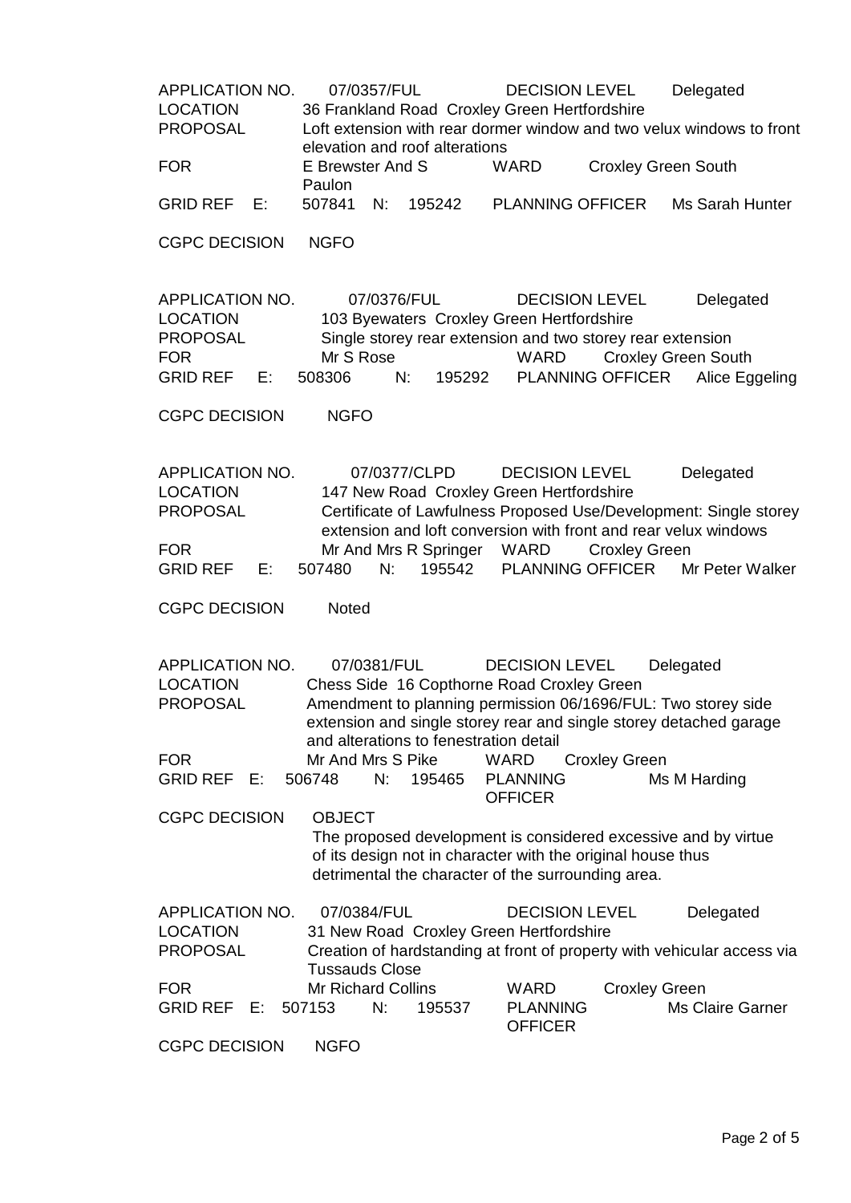APPLICATION NO. 07/0357/FUL DECISION LEVEL Delegated
LOCATION 36 Frankland Road Croxley Green Hertfordshire
PROPOSAL Loft extension with rear dormer window and two velux windows to front elevation and roof alterations
FOR E Brewster And S Paulon WARD Croxley Green South
GRID REF E: 507841 N: 195242 PLANNING OFFICER Ms Sarah Hunter

CGPC DECISION NGFO

APPLICATION NO. 07/0376/FUL DECISION LEVEL Delegated
LOCATION 103 Byewaters Croxley Green Hertfordshire
PROPOSAL Single storey rear extension and two storey rear extension
FOR Mr S Rose WARD Croxley Green South
GRID REF E: 508306 N: 195292 PLANNING OFFICER Alice Eggeling

CGPC DECISION NGFO

APPLICATION NO. 07/0377/CLPD DECISION LEVEL Delegated
LOCATION 147 New Road Croxley Green Hertfordshire
PROPOSAL Certificate of Lawfulness Proposed Use/Development: Single storey extension and loft conversion with front and rear velux windows
FOR Mr And Mrs R Springer WARD Croxley Green
GRID REF E: 507480 N: 195542 PLANNING OFFICER Mr Peter Walker

CGPC DECISION Noted

APPLICATION NO. 07/0381/FUL DECISION LEVEL Delegated
LOCATION Chess Side 16 Copthorne Road Croxley Green
PROPOSAL Amendment to planning permission 06/1696/FUL: Two storey side extension and single storey rear and single storey detached garage and alterations to fenestration detail
FOR Mr And Mrs S Pike WARD Croxley Green
GRID REF E: 506748 N: 195465 PLANNING OFFICER Ms M Harding

CGPC DECISION OBJECT
The proposed development is considered excessive and by virtue of its design not in character with the original house thus detrimental the character of the surrounding area.

APPLICATION NO. 07/0384/FUL DECISION LEVEL Delegated
LOCATION 31 New Road Croxley Green Hertfordshire
PROPOSAL Creation of hardstanding at front of property with vehicular access via Tussauds Close
FOR Mr Richard Collins WARD Croxley Green
GRID REF E: 507153 N: 195537 PLANNING OFFICER Ms Claire Garner

CGPC DECISION NGFO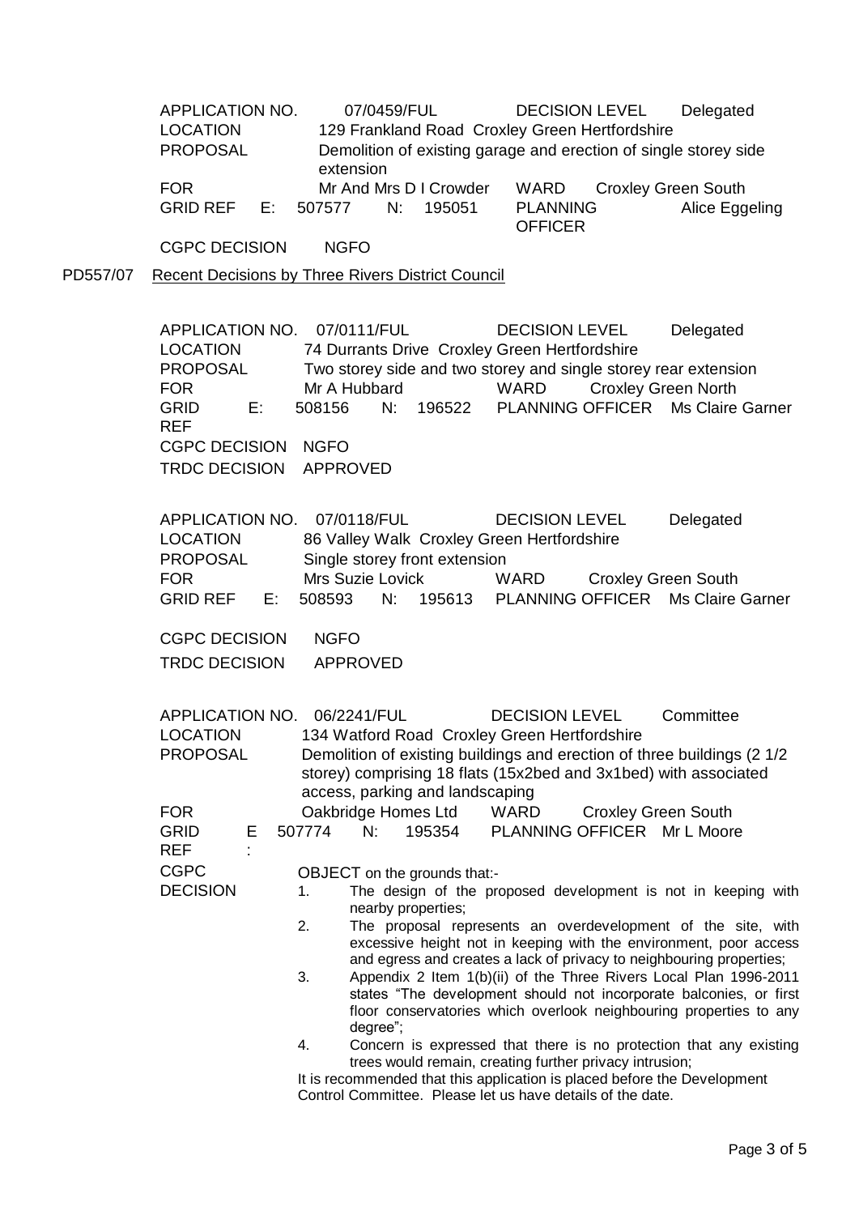| | | | |
|---|---|---|---|
| APPLICATION NO. | 07/0459/FUL | DECISION LEVEL | Delegated |
| LOCATION | 129 Frankland Road Croxley Green Hertfordshire | | |
| PROPOSAL | Demolition of existing garage and erection of single storey side extension | | |
| FOR | Mr And Mrs D I Crowder | WARD | Croxley Green South |
| GRID REF | E: 507577 N: 195051 | PLANNING OFFICER | Alice Eggeling |
| CGPC DECISION | NGFO | | |

PD557/07 Recent Decisions by Three Rivers District Council

| | | | |
|---|---|---|---|
| APPLICATION NO. | 07/0111/FUL | DECISION LEVEL | Delegated |
| LOCATION | 74 Durrants Drive Croxley Green Hertfordshire | | |
| PROPOSAL | Two storey side and two storey and single storey rear extension | | |
| FOR | Mr A Hubbard | WARD | Croxley Green North |
| GRID REF | E: 508156 N: 196522 | PLANNING OFFICER | Ms Claire Garner |
| CGPC DECISION | NGFO | | |
| TRDC DECISION | APPROVED | | |

| | | | |
|---|---|---|---|
| APPLICATION NO. | 07/0118/FUL | DECISION LEVEL | Delegated |
| LOCATION | 86 Valley Walk Croxley Green Hertfordshire | | |
| PROPOSAL | Single storey front extension | | |
| FOR | Mrs Suzie Lovick | WARD | Croxley Green South |
| GRID REF | E: 508593 N: 195613 | PLANNING OFFICER | Ms Claire Garner |
| CGPC DECISION | NGFO | | |
| TRDC DECISION | APPROVED | | |

| | | | |
|---|---|---|---|
| APPLICATION NO. | 06/2241/FUL | DECISION LEVEL | Committee |
| LOCATION | 134 Watford Road Croxley Green Hertfordshire | | |
| PROPOSAL | Demolition of existing buildings and erection of three buildings (2 1/2 storey) comprising 18 flats (15x2bed and 3x1bed) with associated access, parking and landscaping | | |
| FOR | Oakbridge Homes Ltd | WARD | Croxley Green South |
| GRID REF | E: 507774 N: 195354 | PLANNING OFFICER | Mr L Moore |

CGPC DECISION

OBJECT on the grounds that:-

1. The design of the proposed development is not in keeping with nearby properties;
2. The proposal represents an overdevelopment of the site, with excessive height not in keeping with the environment, poor access and egress and creates a lack of privacy to neighbouring properties;
3. Appendix 2 Item 1(b)(ii) of the Three Rivers Local Plan 1996-2011 states "The development should not incorporate balconies, or first floor conservatories which overlook neighbouring properties to any degree";
4. Concern is expressed that there is no protection that any existing trees would remain, creating further privacy intrusion;

It is recommended that this application is placed before the Development Control Committee. Please let us have details of the date.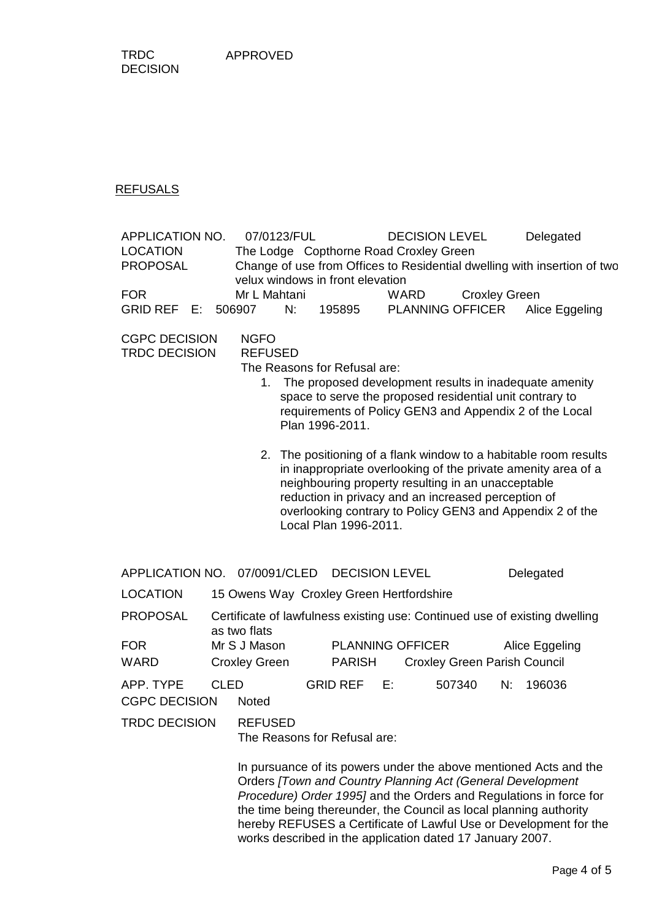| | |
|---|---|
| TRDC DECISION | APPROVED |

## REFUSALS

| | | | | | |
|---|---|---|---|---|---|
| APPLICATION NO. | 07/0123/FUL | DECISION LEVEL | Delegated | | |
| LOCATION | The Lodge Copthorne Road Croxley Green | | | | |
| PROPOSAL | Change of use from Offices to Residential dwelling with insertion of two velux windows in front elevation | | | | |
| FOR | Mr L Mahtani | WARD | Croxley Green | | |
| GRID REF | E: 506907 | N: 195895 | PLANNING OFFICER | Alice Eggeling | |

CGPC DECISION NGFO

TRDC DECISION REFUSED

The Reasons for Refusal are:

1. The proposed development results in inadequate amenity space to serve the proposed residential unit contrary to requirements of Policy GEN3 and Appendix 2 of the Local Plan 1996-2011.

2. The positioning of a flank window to a habitable room results in inappropriate overlooking of the private amenity area of a neighbouring property resulting in an unacceptable reduction in privacy and an increased perception of overlooking contrary to Policy GEN3 and Appendix 2 of the Local Plan 1996-2011.

| | | | | | |
|---|---|---|---|---|---|
| APPLICATION NO. | 07/0091/CLED | DECISION LEVEL | | Delegated | |
| LOCATION | 15 Owens Way Croxley Green Hertfordshire | | | | |
| PROPOSAL | Certificate of lawfulness existing use: Continued use of existing dwelling as two flats | | | | |
| FOR | Mr S J Mason | PLANNING OFFICER | | Alice Eggeling | |
| WARD | Croxley Green | PARISH | Croxley Green Parish Council | | |
| APP. TYPE | CLED | GRID REF E: | 507340 | N: | 196036 |

CGPC DECISION Noted

TRDC DECISION REFUSED

The Reasons for Refusal are:

In pursuance of its powers under the above mentioned Acts and the Orders *[Town and Country Planning Act (General Development Procedure) Order 1995]* and the Orders and Regulations in force for the time being thereunder, the Council as local planning authority hereby REFUSES a Certificate of Lawful Use or Development for the works described in the application dated 17 January 2007.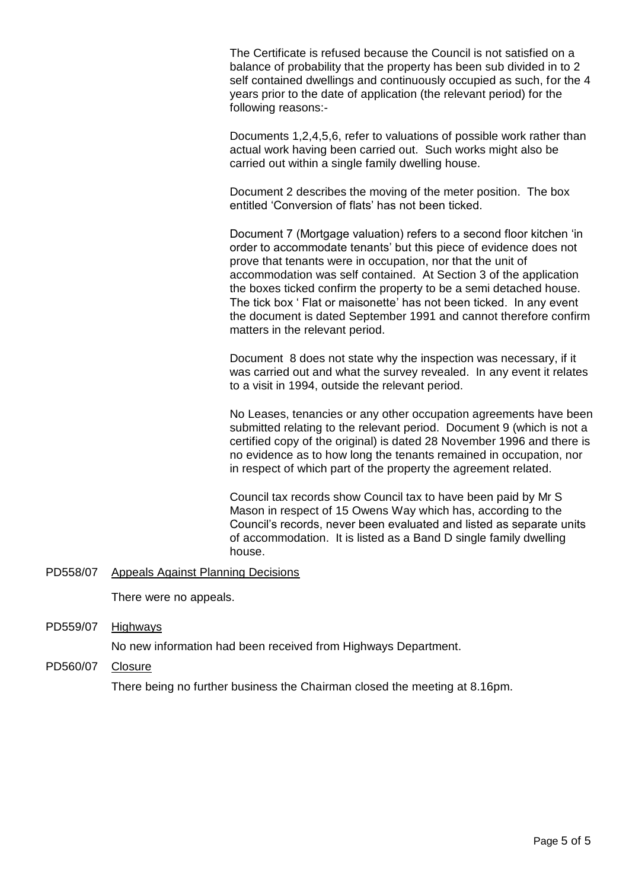The Certificate is refused because the Council is not satisfied on a balance of probability that the property has been sub divided in to 2 self contained dwellings and continuously occupied as such, for the 4 years prior to the date of application (the relevant period) for the following reasons:-

Documents 1,2,4,5,6, refer to valuations of possible work rather than actual work having been carried out. Such works might also be carried out within a single family dwelling house.

Document 2 describes the moving of the meter position. The box entitled 'Conversion of flats' has not been ticked.

Document 7 (Mortgage valuation) refers to a second floor kitchen 'in order to accommodate tenants' but this piece of evidence does not prove that tenants were in occupation, nor that the unit of accommodation was self contained. At Section 3 of the application the boxes ticked confirm the property to be a semi detached house. The tick box ' Flat or maisonette' has not been ticked. In any event the document is dated September 1991 and cannot therefore confirm matters in the relevant period.

Document 8 does not state why the inspection was necessary, if it was carried out and what the survey revealed. In any event it relates to a visit in 1994, outside the relevant period.

No Leases, tenancies or any other occupation agreements have been submitted relating to the relevant period. Document 9 (which is not a certified copy of the original) is dated 28 November 1996 and there is no evidence as to how long the tenants remained in occupation, nor in respect of which part of the property the agreement related.

Council tax records show Council tax to have been paid by Mr S Mason in respect of 15 Owens Way which has, according to the Council's records, never been evaluated and listed as separate units of accommodation. It is listed as a Band D single family dwelling house.

PD558/07 Appeals Against Planning Decisions

There were no appeals.

PD559/07 Highways

No new information had been received from Highways Department.

PD560/07 Closure

There being no further business the Chairman closed the meeting at 8.16pm.